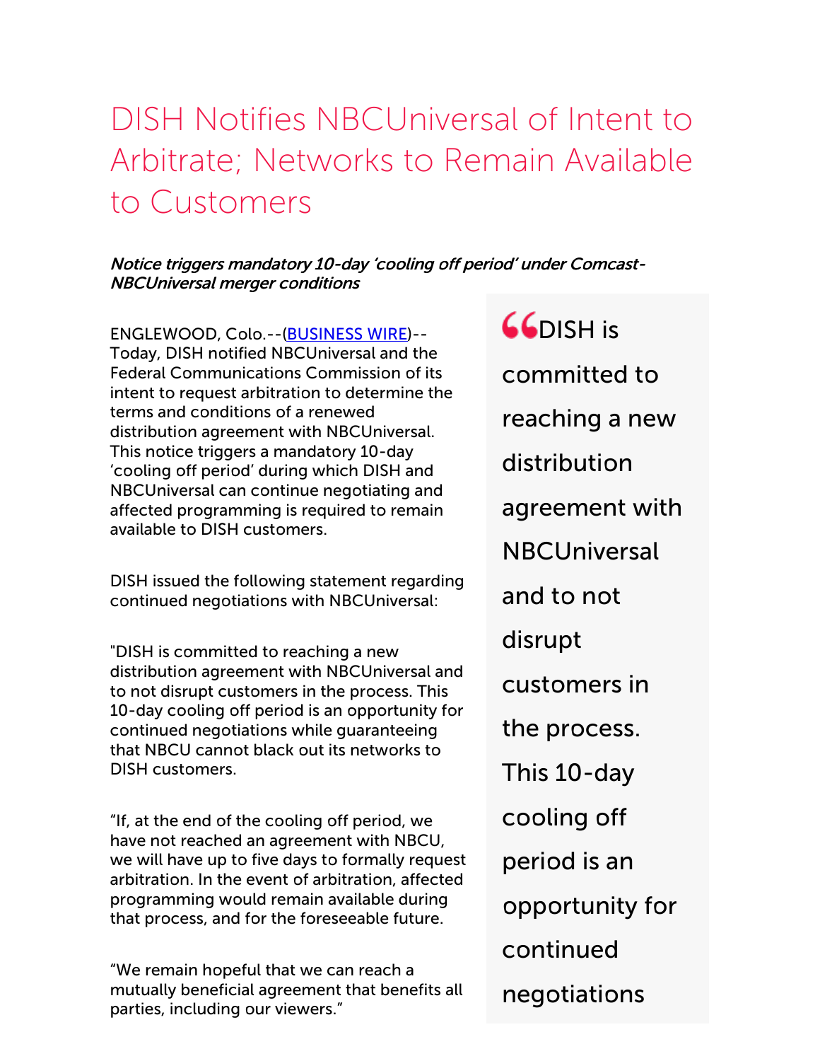# DISH Notifies NBCUniversal of Intent to Arbitrate; Networks to Remain Available to Customers

***Notice triggers mandatory 10-day 'cooling off period' under Comcast-NBCUniversal merger conditions***

ENGLEWOOD, Colo.--(BUSINESS WIRE)--Today, DISH notified NBCUniversal and the Federal Communications Commission of its intent to request arbitration to determine the terms and conditions of a renewed distribution agreement with NBCUniversal. This notice triggers a mandatory 10-day 'cooling off period' during which DISH and NBCUniversal can continue negotiating and affected programming is required to remain available to DISH customers.

DISH issued the following statement regarding continued negotiations with NBCUniversal:

"DISH is committed to reaching a new distribution agreement with NBCUniversal and to not disrupt customers in the process. This 10-day cooling off period is an opportunity for continued negotiations while guaranteeing that NBCU cannot black out its networks to DISH customers.

"If, at the end of the cooling off period, we have not reached an agreement with NBCU, we will have up to five days to formally request arbitration. In the event of arbitration, affected programming would remain available during that process, and for the foreseeable future.

"We remain hopeful that we can reach a mutually beneficial agreement that benefits all parties, including our viewers."

> "DISH is committed to reaching a new distribution agreement with NBCUniversal and to not disrupt customers in the process. This 10-day cooling off period is an opportunity for continued negotiations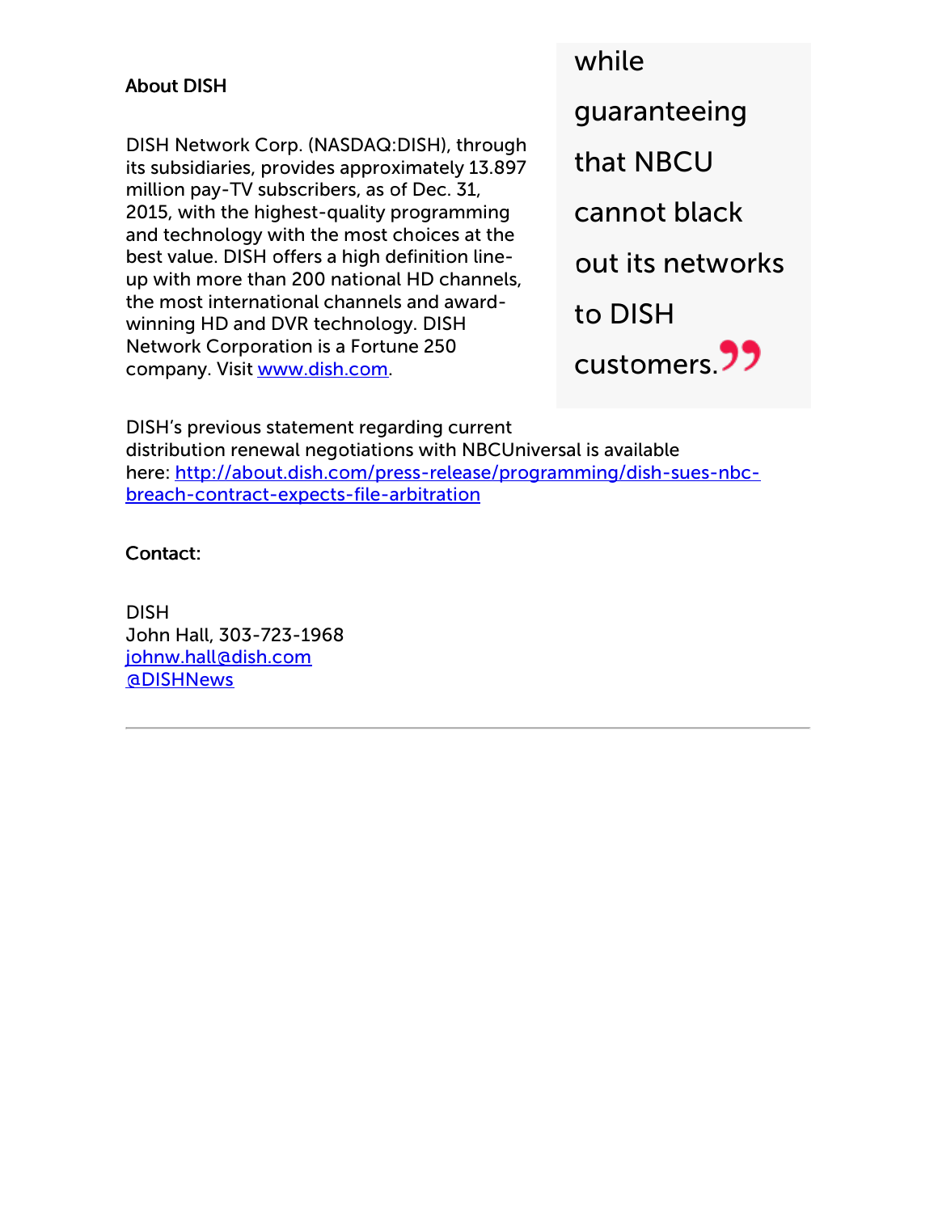**About DISH**

DISH Network Corp. (NASDAQ:DISH), through its subsidiaries, provides approximately 13.897 million pay-TV subscribers, as of Dec. 31, 2015, with the highest-quality programming and technology with the most choices at the best value. DISH offers a high definition line-up with more than 200 national HD channels, the most international channels and award-winning HD and DVR technology. DISH Network Corporation is a Fortune 250 company. Visit [www.dish.com](http://www.dish.com).

while guaranteeing that NBCU cannot black out its networks to DISH customers.”

DISH's previous statement regarding current distribution renewal negotiations with NBCUniversal is available here: [http://about.dish.com/press-release/programming/dish-sues-nbc-breach-contract-expects-file-arbitration](http://about.dish.com/press-release/programming/dish-sues-nbc-breach-contract-expects-file-arbitration)

**Contact:**

DISH
John Hall, 303-723-1968
[johnw.hall@dish.com](mailto:johnw.hall@dish.com)
@DISHNews

---